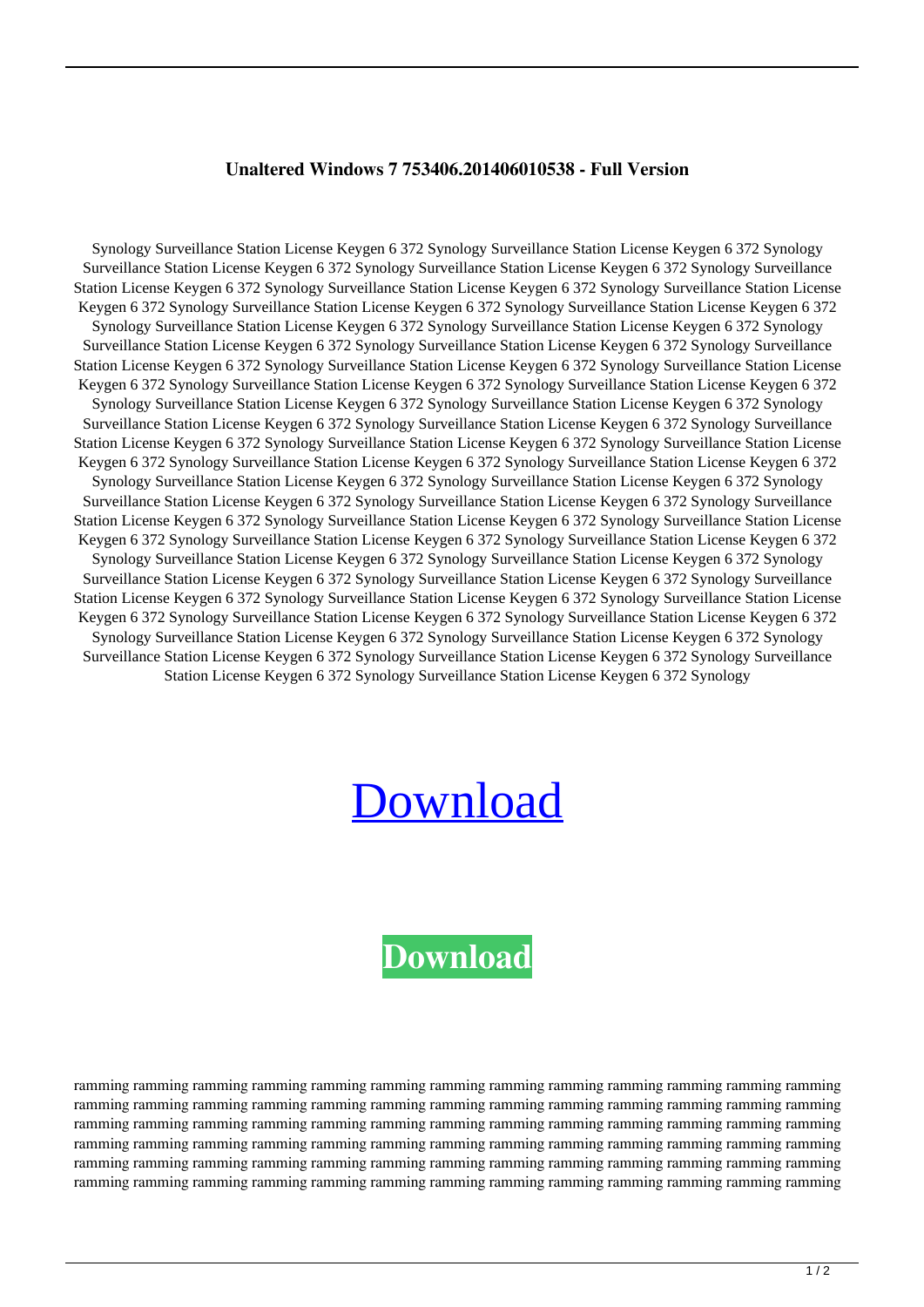**Unaltered Windows 7 753406.201406010538 - Full Version**

Synology Surveillance Station License Keygen 6 372 Synology Surveillance Station License Keygen 6 372 Synology Surveillance Station License Keygen 6 372 Synology Surveillance Station License Keygen 6 372 Synology Surveillance Station License Keygen 6 372 Synology Surveillance Station License Keygen 6 372 Synology Surveillance Station License Keygen 6 372 Synology Surveillance Station License Keygen 6 372 Synology Surveillance Station License Keygen 6 372 Synology Surveillance Station License Keygen 6 372 Synology Surveillance Station License Keygen 6 372 Synology Surveillance Station License Keygen 6 372 Synology Surveillance Station License Keygen 6 372 Synology Surveillance Station License Keygen 6 372 Synology Surveillance Station License Keygen 6 372 Synology Surveillance Station License Keygen 6 372 Synology Surveillance Station License Keygen 6 372 Synology Surveillance Station License Keygen 6 372 Synology Surveillance Station License Keygen 6 372 Synology Surveillance Station License Keygen 6 372 Synology Surveillance Station License Keygen 6 372 Synology Surveillance Station License Keygen 6 372 Synology Surveillance Station License Keygen 6 372 Synology Surveillance Station License Keygen 6 372 Synology Surveillance Station License Keygen 6 372 Synology Surveillance Station License Keygen 6 372 Synology Surveillance Station License Keygen 6 372 Synology Surveillance Station License Keygen 6 372 Synology Surveillance Station License Keygen 6 372 Synology Surveillance Station License Keygen 6 372 Synology Surveillance Station License Keygen 6 372 Synology Surveillance Station License Keygen 6 372 Synology Surveillance Station License Keygen 6 372 Synology Surveillance Station License Keygen 6 372 Synology Surveillance Station License Keygen 6 372 Synology Surveillance Station License Keygen 6 372 Synology Surveillance Station License Keygen 6 372 Synology Surveillance Station License Keygen 6 372 Synology Surveillance Station License Keygen 6 372 Synology Surveillance Station License Keygen 6 372 Synology Surveillance Station License Keygen 6 372 Synology Surveillance Station License Keygen 6 372 Synology Surveillance Station License Keygen 6 372 Synology Surveillance Station License Keygen 6 372 Synology Surveillance Station License Keygen 6 372 Synology Surveillance Station License Keygen 6 372 Synology Surveillance Station License Keygen 6 372 Synology Surveillance Station License Keygen 6 372 Synology Surveillance Station License Keygen 6 372 Synology Surveillance Station License Keygen 6 372 Synology Surveillance Station License Keygen 6 372 Synology

Download

**Download**

ramming ramming ramming ramming ramming ramming ramming ramming ramming ramming ramming ramming ramming ramming ramming ramming ramming ramming ramming ramming ramming ramming ramming ramming ramming ramming ramming ramming ramming ramming ramming ramming ramming ramming ramming ramming ramming ramming ramming ramming ramming ramming ramming ramming ramming ramming ramming ramming ramming ramming ramming ramming ramming ramming ramming ramming ramming ramming ramming ramming ramming ramming ramming ramming ramming ramming ramming ramming ramming ramming ramming ramming ramming ramming ramming ramming ramming ramming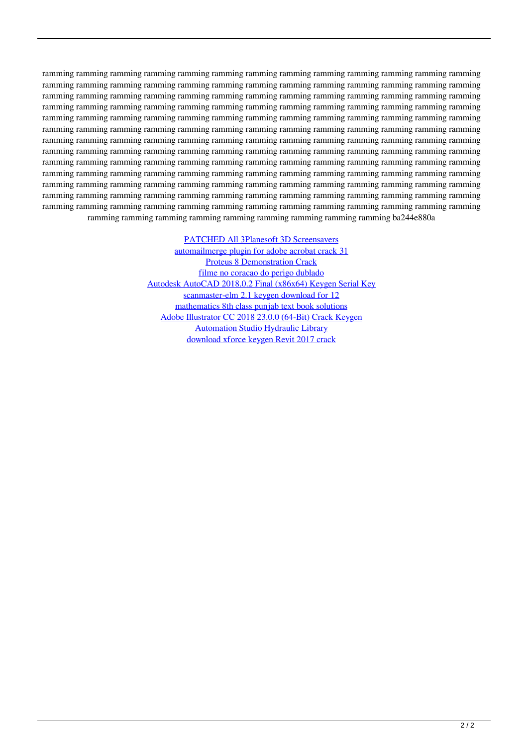ramming ramming ramming ramming ramming ramming ramming ramming ramming ramming ramming ramming ramming ramming ramming ramming ramming ramming ramming ramming ramming ramming ramming ramming ramming ramming ramming ramming ramming ramming ramming ramming ramming ramming ramming ramming ramming ramming ramming ramming ramming ramming ramming ramming ramming ramming ramming ramming ramming ramming ramming ramming ramming ramming ramming ramming ramming ramming ramming ramming ramming ramming ramming ramming ramming ramming ramming ramming ramming ramming ramming ramming ramming ramming ramming ramming ramming ramming ramming ramming ramming ramming ramming ramming ramming ramming ramming ramming ramming ramming ramming ramming ramming ramming ramming ramming ramming ramming ramming ramming ramming ramming ramming ramming ramming ramming ramming ramming ramming ramming ramming ramming ramming ramming ramming ramming ramming ramming ramming ramming ramming ramming ramming ramming ramming ramming ramming ramming ramming ramming ramming ramming ramming ramming ramming ramming ramming ramming ramming ramming ramming ramming ramming ramming ramming ramming ramming ramming ramming ramming ramming ramming ramming ramming ramming ramming ramming ramming ramming ramming ramming ramming ramming ramming ramming ramming ramming ramming ramming ramming ramming ramming ramming ramming ramming ramming ramming ramming ramming ramming ramming ramming ramming ramming ramming ba244e880a

PATCHED All 3Planesoft 3D Screensavers
automailmerge plugin for adobe acrobat crack 31
Proteus 8 Demonstration Crack
filme no coracao do perigo dublado
Autodesk AutoCAD 2018.0.2 Final (x86x64) Keygen Serial Key
scanmaster-elm 2.1 keygen download for 12
mathematics 8th class punjab text book solutions
Adobe Illustrator CC 2018 23.0.0 (64-Bit) Crack Keygen
Automation Studio Hydraulic Library
download xforce keygen Revit 2017 crack